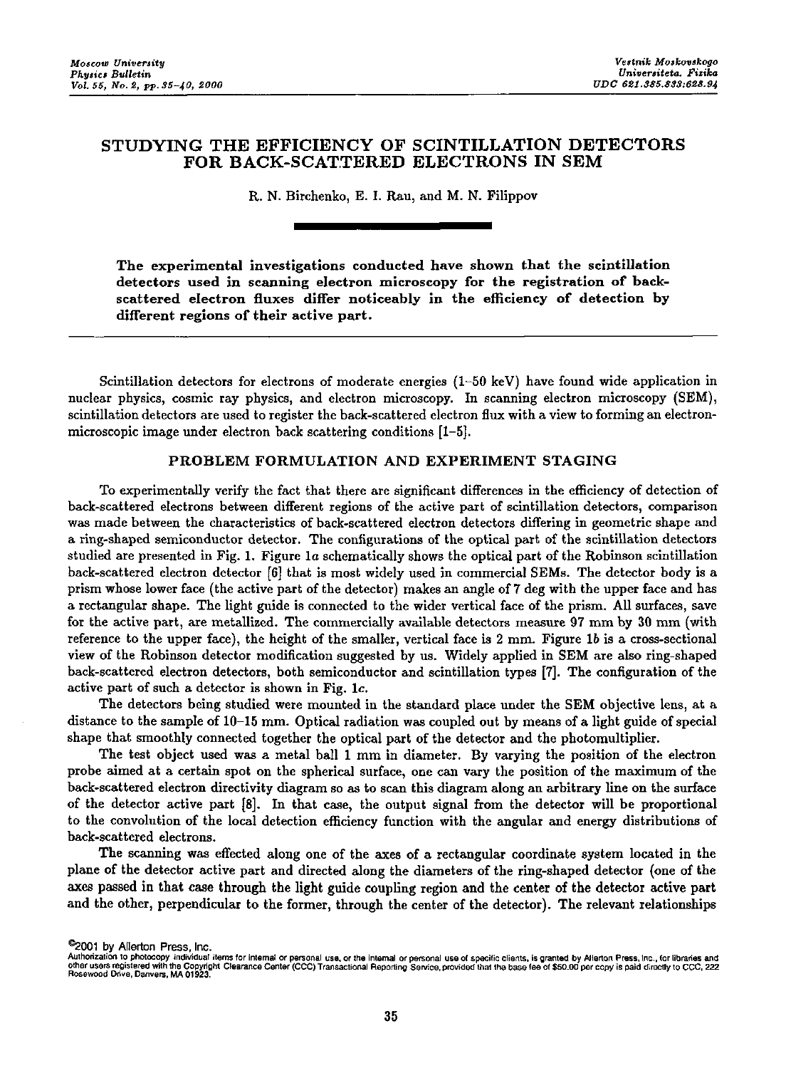# STUDYING THE EFFICIENCY OF SCINTILLATION DETECTORS FOR BACK-SCATTERED ELECTRONS IN SEM

R. N. Birchenko, E. I. Rau, and M. N. Filippov

**The experimental investigations conducted have shown that the scintillation detectors used in scanning electron microscopy for the registration of back-scattered electron fluxes differ noticeably in the efficiency of detection by different regions of their active part.**

Scintillation detectors for electrons of moderate energies (1–50 keV) have found wide application in nuclear physics, cosmic ray physics, and electron microscopy. In scanning electron microscopy (SEM), scintillation detectors are used to register the back-scattered electron flux with a view to forming an electron-microscopic image under electron back scattering conditions [1–5].

## PROBLEM FORMULATION AND EXPERIMENT STAGING

To experimentally verify the fact that there are significant differences in the efficiency of detection of back-scattered electrons between different regions of the active part of scintillation detectors, comparison was made between the characteristics of back-scattered electron detectors differing in geometric shape and a ring-shaped semiconductor detector. The configurations of the optical part of the scintillation detectors studied are presented in Fig. 1. Figure 1*a* schematically shows the optical part of the Robinson scintillation back-scattered electron detector [6] that is most widely used in commercial SEMs. The detector body is a prism whose lower face (the active part of the detector) makes an angle of 7 deg with the upper face and has a rectangular shape. The light guide is connected to the wider vertical face of the prism. All surfaces, save for the active part, are metallized. The commercially available detectors measure 97 mm by 30 mm (with reference to the upper face), the height of the smaller, vertical face is 2 mm. Figure 1*b* is a cross-sectional view of the Robinson detector modification suggested by us. Widely applied in SEM are also ring-shaped back-scattered electron detectors, both semiconductor and scintillation types [7]. The configuration of the active part of such a detector is shown in Fig. 1*c*.

The detectors being studied were mounted in the standard place under the SEM objective lens, at a distance to the sample of 10–15 mm. Optical radiation was coupled out by means of a light guide of special shape that smoothly connected together the optical part of the detector and the photomultiplier.

The test object used was a metal ball 1 mm in diameter. By varying the position of the electron probe aimed at a certain spot on the spherical surface, one can vary the position of the maximum of the back-scattered electron directivity diagram so as to scan this diagram along an arbitrary line on the surface of the detector active part [8]. In that case, the output signal from the detector will be proportional to the convolution of the local detection efficiency function with the angular and energy distributions of back-scattered electrons.

The scanning was effected along one of the axes of a rectangular coordinate system located in the plane of the detector active part and directed along the diameters of the ring-shaped detector (one of the axes passed in that case through the light guide coupling region and the center of the detector active part and the other, perpendicular to the former, through the center of the detector). The relevant relationships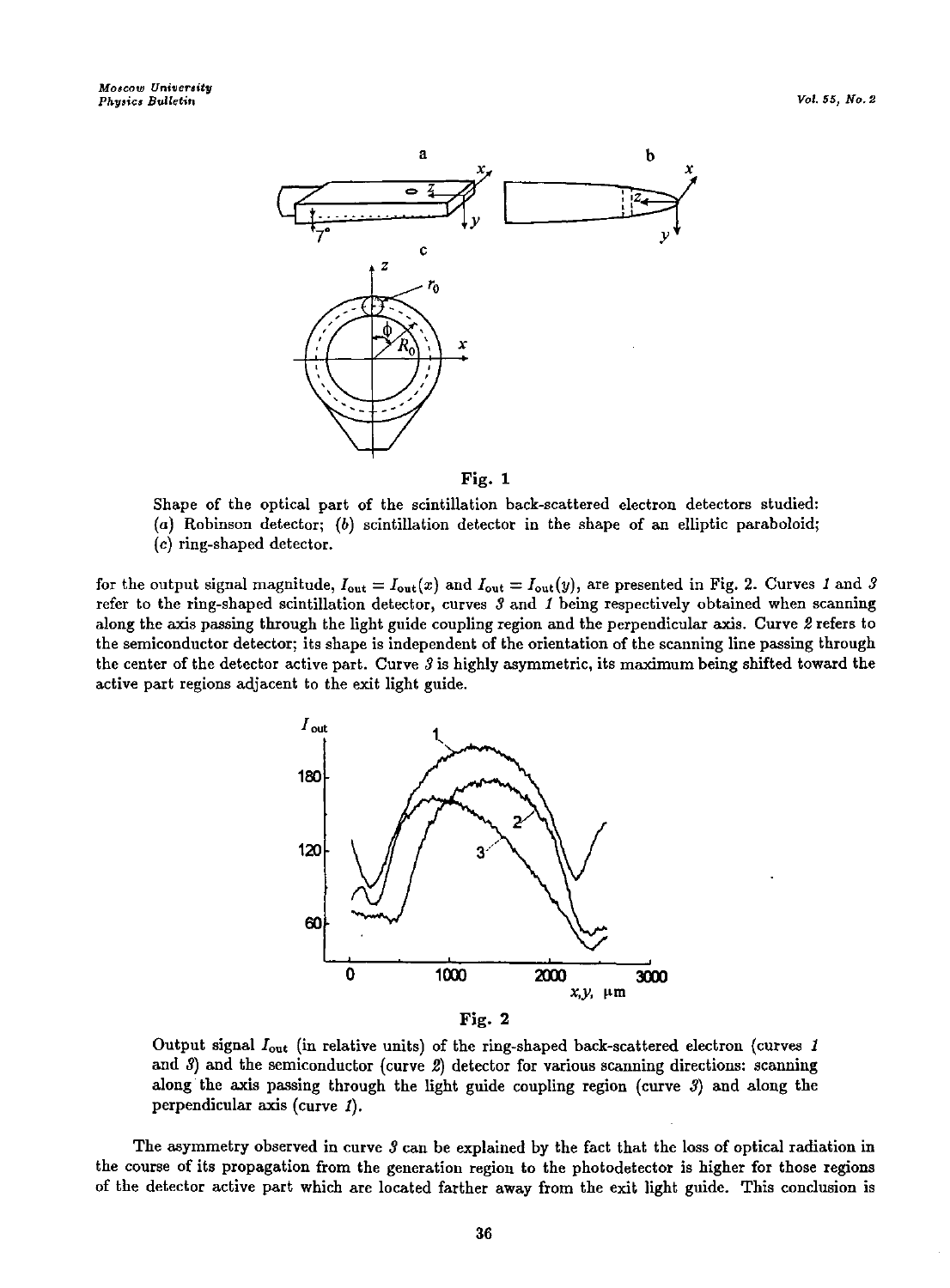**Fig. 1**

Shape of the optical part of the scintillation back-scattered electron detectors studied: (*a*) Robinson detector; (*b*) scintillation detector in the shape of an elliptic paraboloid; (*c*) ring-shaped detector.

for the output signal magnitude, $I_{out} = I_{out}(x)$ and $I_{out} = I_{out}(y)$, are presented in Fig. 2. Curves *1* and *3* refer to the ring-shaped scintillation detector, curves *3* and *1* being respectively obtained when scanning along the axis passing through the light guide coupling region and the perpendicular axis. Curve *2* refers to the semiconductor detector; its shape is independent of the orientation of the scanning line passing through the center of the detector active part. Curve *3* is highly asymmetric, its maximum being shifted toward the active part regions adjacent to the exit light guide.

**Fig. 2**

Output signal $I_{out}$ (in relative units) of the ring-shaped back-scattered electron (curves *1* and *3*) and the semiconductor (curve *2*) detector for various scanning directions: scanning along the axis passing through the light guide coupling region (curve *3*) and along the perpendicular axis (curve *1*).

The asymmetry observed in curve *3* can be explained by the fact that the loss of optical radiation in the course of its propagation from the generation region to the photodetector is higher for those regions of the detector active part which are located farther away from the exit light guide. This conclusion is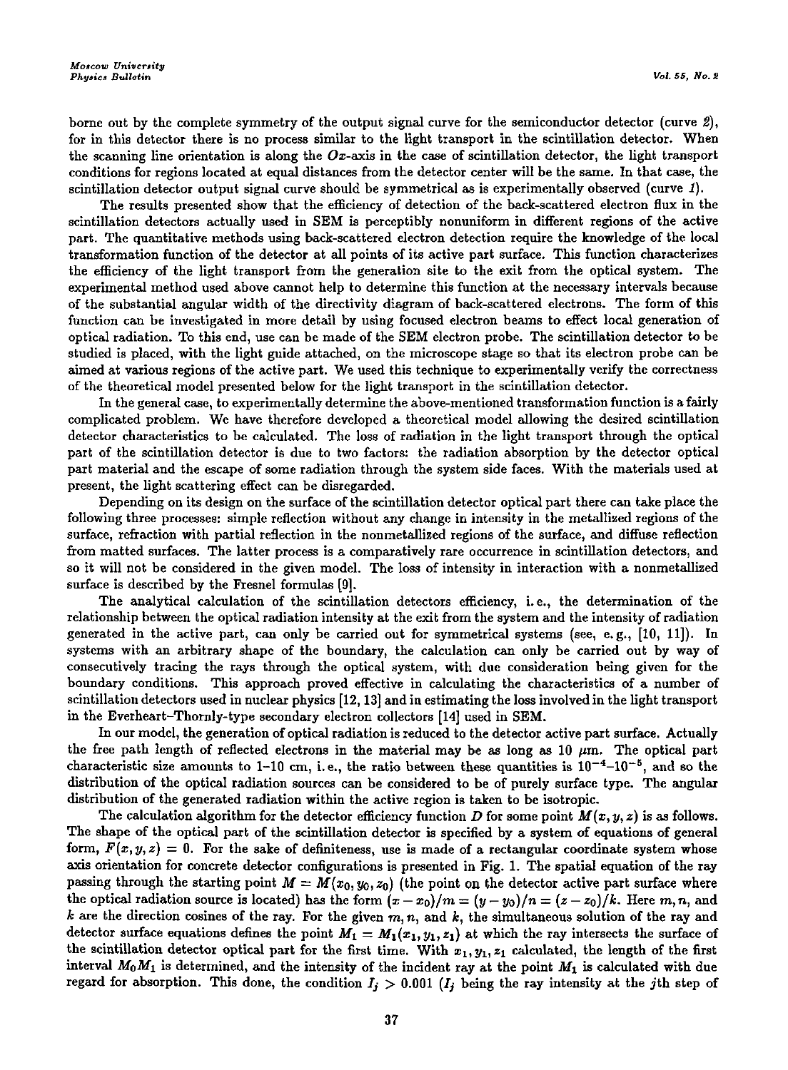borne out by the complete symmetry of the output signal curve for the semiconductor detector (curve *2*), for in this detector there is no process similar to the light transport in the scintillation detector. When the scanning line orientation is along the $Ox$-axis in the case of scintillation detector, the light transport conditions for regions located at equal distances from the detector center will be the same. In that case, the scintillation detector output signal curve should be symmetrical as is experimentally observed (curve *1*).

The results presented show that the efficiency of detection of the back-scattered electron flux in the scintillation detectors actually used in SEM is perceptibly nonuniform in different regions of the active part. The quantitative methods using back-scattered electron detection require the knowledge of the local transformation function of the detector at all points of its active part surface. This function characterizes the efficiency of the light transport from the generation site to the exit from the optical system. The experimental method used above cannot help to determine this function at the necessary intervals because of the substantial angular width of the directivity diagram of back-scattered electrons. The form of this function can be investigated in more detail by using focused electron beams to effect local generation of optical radiation. To this end, use can be made of the SEM electron probe. The scintillation detector to be studied is placed, with the light guide attached, on the microscope stage so that its electron probe can be aimed at various regions of the active part. We used this technique to experimentally verify the correctness of the theoretical model presented below for the light transport in the scintillation detector.

In the general case, to experimentally determine the above-mentioned transformation function is a fairly complicated problem. We have therefore developed a theoretical model allowing the desired scintillation detector characteristics to be calculated. The loss of radiation in the light transport through the optical part of the scintillation detector is due to two factors: the radiation absorption by the detector optical part material and the escape of some radiation through the system side faces. With the materials used at present, the light scattering effect can be disregarded.

Depending on its design on the surface of the scintillation detector optical part there can take place the following three processes: simple reflection without any change in intensity in the metallized regions of the surface, refraction with partial reflection in the nonmetallized regions of the surface, and diffuse reflection from matted surfaces. The latter process is a comparatively rare occurrence in scintillation detectors, and so it will not be considered in the given model. The loss of intensity in interaction with a nonmetallized surface is described by the Fresnel formulas [9].

The analytical calculation of the scintillation detectors efficiency, i.e., the determination of the relationship between the optical radiation intensity at the exit from the system and the intensity of radiation generated in the active part, can only be carried out for symmetrical systems (see, e.g., [10, 11]). In systems with an arbitrary shape of the boundary, the calculation can only be carried out by way of consecutively tracing the rays through the optical system, with due consideration being given for the boundary conditions. This approach proved effective in calculating the characteristics of a number of scintillation detectors used in nuclear physics [12, 13] and in estimating the loss involved in the light transport in the Everheart–Thornly-type secondary electron collectors [14] used in SEM.

In our model, the generation of optical radiation is reduced to the detector active part surface. Actually the free path length of reflected electrons in the material may be as long as 10 $\mu$m. The optical part characteristic size amounts to 1–10 cm, i.e., the ratio between these quantities is $10^{-4}$–$10^{-5}$, and so the distribution of the optical radiation sources can be considered to be of purely surface type. The angular distribution of the generated radiation within the active region is taken to be isotropic.

The calculation algorithm for the detector efficiency function $D$ for some point $M(x, y, z)$ is as follows. The shape of the optical part of the scintillation detector is specified by a system of equations of general form, $F(x, y, z) = 0$. For the sake of definiteness, use is made of a rectangular coordinate system whose axis orientation for concrete detector configurations is presented in Fig. 1. The spatial equation of the ray passing through the starting point $M = M(x_0, y_0, z_0)$ (the point on the detector active part surface where the optical radiation source is located) has the form $(x - x_0)/m = (y - y_0)/n = (z - z_0)/k$. Here $m, n$, and $k$ are the direction cosines of the ray. For the given $m, n$, and $k$, the simultaneous solution of the ray and detector surface equations defines the point $M_1 = M_1(x_1, y_1, z_1)$ at which the ray intersects the surface of the scintillation detector optical part for the first time. With $x_1, y_1, z_1$ calculated, the length of the first interval $M_0M_1$ is determined, and the intensity of the incident ray at the point $M_1$ is calculated with due regard for absorption. This done, the condition $I_j > 0.001$ ($I_j$ being the ray intensity at the $j$th step of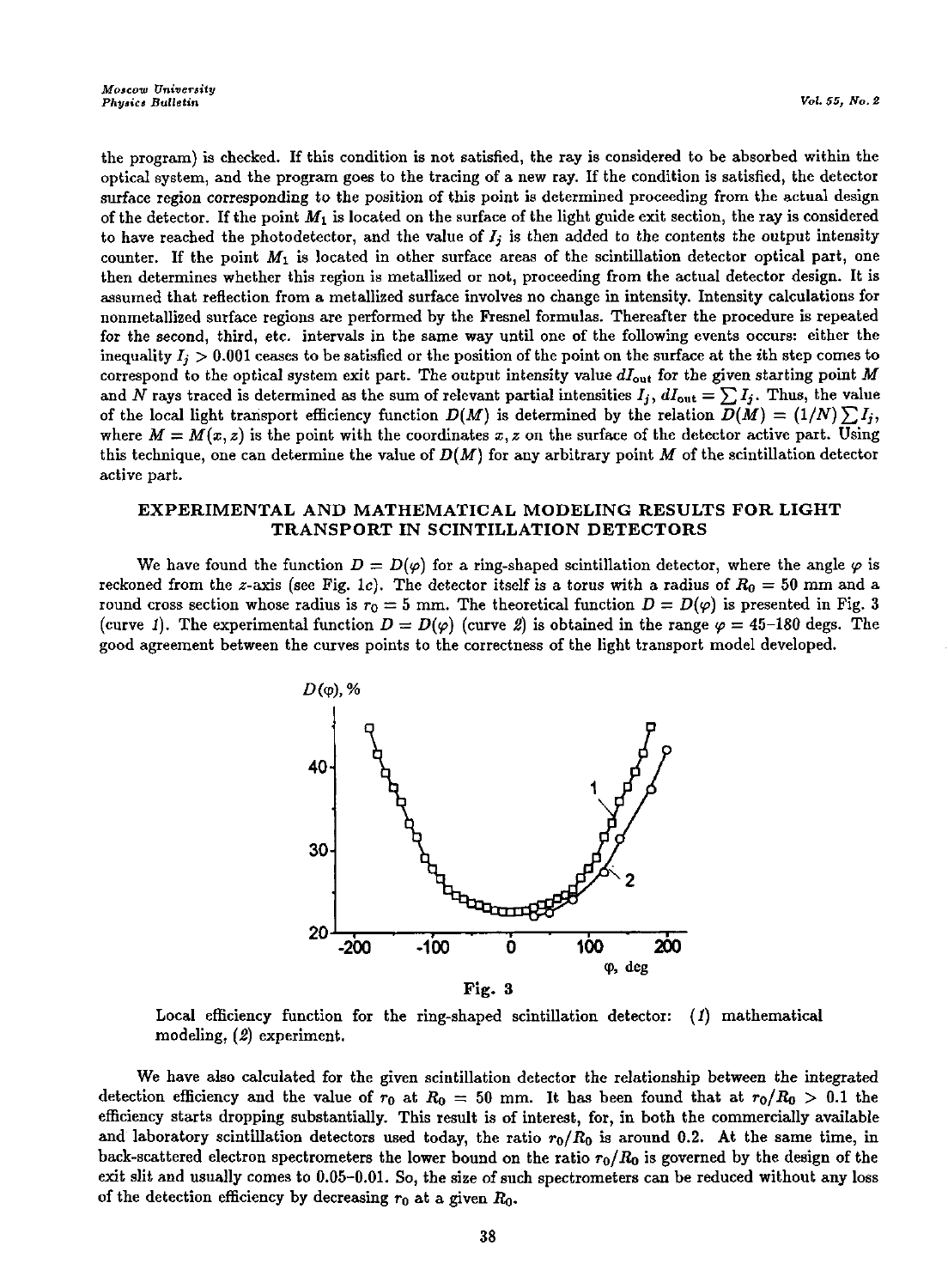the program) is checked. If this condition is not satisfied, the ray is considered to be absorbed within the optical system, and the program goes to the tracing of a new ray. If the condition is satisfied, the detector surface region corresponding to the position of this point is determined proceeding from the actual design of the detector. If the point $M_1$ is located on the surface of the light guide exit section, the ray is considered to have reached the photodetector, and the value of $I_j$ is then added to the contents the output intensity counter. If the point $M_1$ is located in other surface areas of the scintillation detector optical part, one then determines whether this region is metallized or not, proceeding from the actual detector design. It is assumed that reflection from a metallized surface involves no change in intensity. Intensity calculations for nonmetallized surface regions are performed by the Fresnel formulas. Thereafter the procedure is repeated for the second, third, etc. intervals in the same way until one of the following events occurs: either the inequality $I_j > 0.001$ ceases to be satisfied or the position of the point on the surface at the $i$th step comes to correspond to the optical system exit part. The output intensity value $dI_{out}$ for the given starting point $M$ and $N$ rays traced is determined as the sum of relevant partial intensities $I_j$, $dI_{out} = \sum I_j$. Thus, the value of the local light transport efficiency function $D(M)$ is determined by the relation $D(M) = (1/N)\sum I_j$, where $M = M(x, z)$ is the point with the coordinates $x, z$ on the surface of the detector active part. Using this technique, one can determine the value of $D(M)$ for any arbitrary point $M$ of the scintillation detector active part.

## EXPERIMENTAL AND MATHEMATICAL MODELING RESULTS FOR LIGHT TRANSPORT IN SCINTILLATION DETECTORS

We have found the function $D = D(\varphi)$ for a ring-shaped scintillation detector, where the angle $\varphi$ is reckoned from the $z$-axis (see Fig. 1c). The detector itself is a torus with a radius of $R_0 = 50$ mm and a round cross section whose radius is $r_0 = 5$ mm. The theoretical function $D = D(\varphi)$ is presented in Fig. 3 (curve *1*). The experimental function $D = D(\varphi)$ (curve *2*) is obtained in the range $\varphi = 45$–$180$ degs. The good agreement between the curves points to the correctness of the light transport model developed.

**Fig. 3**

Local efficiency function for the ring-shaped scintillation detector: (*1*) mathematical modeling, (*2*) experiment.

We have also calculated for the given scintillation detector the relationship between the integrated detection efficiency and the value of $r_0$ at $R_0 = 50$ mm. It has been found that at $r_0/R_0 > 0.1$ the efficiency starts dropping substantially. This result is of interest, for, in both the commercially available and laboratory scintillation detectors used today, the ratio $r_0/R_0$ is around 0.2. At the same time, in back-scattered electron spectrometers the lower bound on the ratio $r_0/R_0$ is governed by the design of the exit slit and usually comes to 0.05–0.01. So, the size of such spectrometers can be reduced without any loss of the detection efficiency by decreasing $r_0$ at a given $R_0$.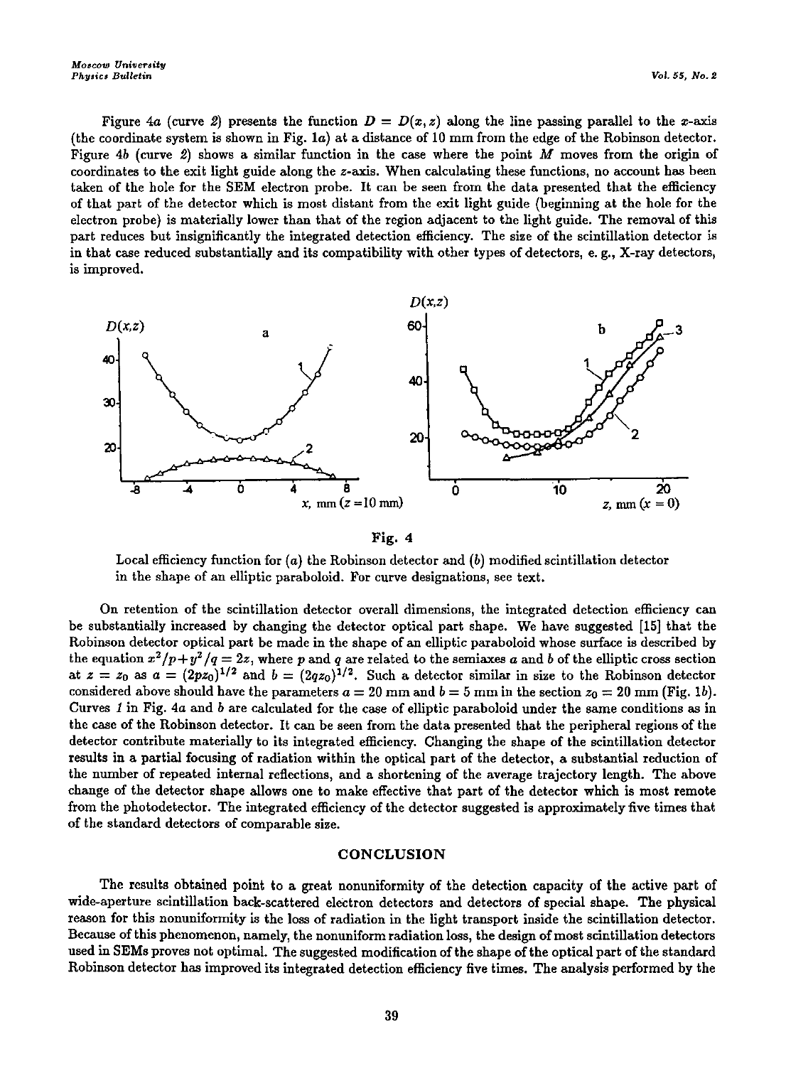Figure 4*a* (curve *2*) presents the function $D = D(x, z)$ along the line passing parallel to the $x$-axis (the coordinate system is shown in Fig. 1*a*) at a distance of 10 mm from the edge of the Robinson detector. Figure 4*b* (curve *2*) shows a similar function in the case where the point $M$ moves from the origin of coordinates to the exit light guide along the $z$-axis. When calculating these functions, no account has been taken of the hole for the SEM electron probe. It can be seen from the data presented that the efficiency of that part of the detector which is most distant from the exit light guide (beginning at the hole for the electron probe) is materially lower than that of the region adjacent to the light guide. The removal of this part reduces but insignificantly the integrated detection efficiency. The size of the scintillation detector is in that case reduced substantially and its compatibility with other types of detectors, e. g., X-ray detectors, is improved.

**Fig. 4**

Local efficiency function for (*a*) the Robinson detector and (*b*) modified scintillation detector in the shape of an elliptic paraboloid. For curve designations, see text.

On retention of the scintillation detector overall dimensions, the integrated detection efficiency can be substantially increased by changing the detector optical part shape. We have suggested [15] that the Robinson detector optical part be made in the shape of an elliptic paraboloid whose surface is described by the equation $x^2/p + y^2/q = 2z$, where $p$ and $q$ are related to the semiaxes $a$ and $b$ of the elliptic cross section at $z = z_0$ as $a = (2pz_0)^{1/2}$ and $b = (2qz_0)^{1/2}$. Such a detector similar in size to the Robinson detector considered above should have the parameters $a = 20$ mm and $b = 5$ mm in the section $z_0 = 20$ mm (Fig. 1*b*). Curves *1* in Fig. 4*a* and *b* are calculated for the case of elliptic paraboloid under the same conditions as in the case of the Robinson detector. It can be seen from the data presented that the peripheral regions of the detector contribute materially to its integrated efficiency. Changing the shape of the scintillation detector results in a partial focusing of radiation within the optical part of the detector, a substantial reduction of the number of repeated internal reflections, and a shortening of the average trajectory length. The above change of the detector shape allows one to make effective that part of the detector which is most remote from the photodetector. The integrated efficiency of the detector suggested is approximately five times that of the standard detectors of comparable size.

## CONCLUSION

The results obtained point to a great nonuniformity of the detection capacity of the active part of wide-aperture scintillation back-scattered electron detectors and detectors of special shape. The physical reason for this nonuniformity is the loss of radiation in the light transport inside the scintillation detector. Because of this phenomenon, namely, the nonuniform radiation loss, the design of most scintillation detectors used in SEMs proves not optimal. The suggested modification of the shape of the optical part of the standard Robinson detector has improved its integrated detection efficiency five times. The analysis performed by the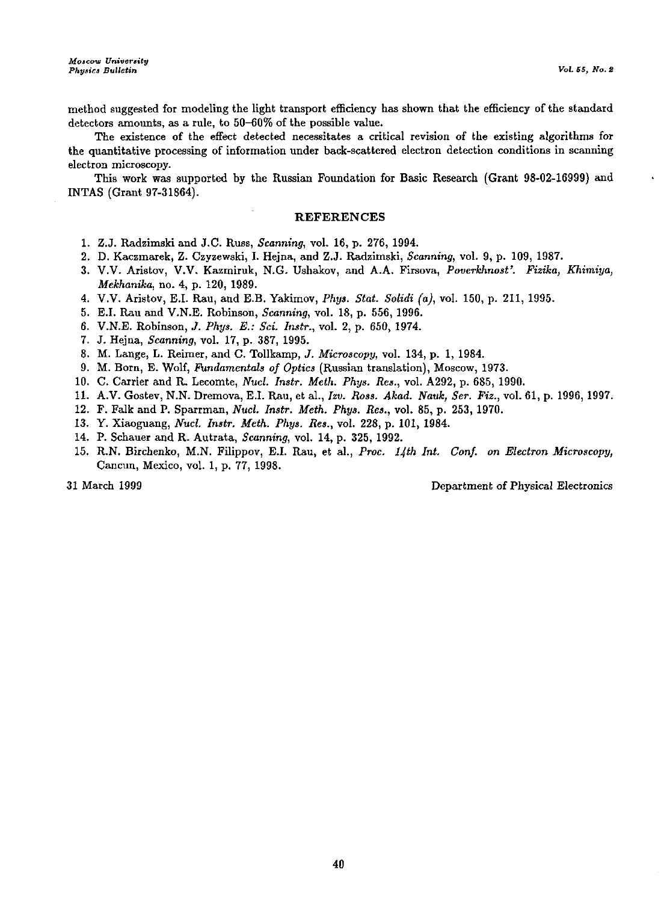method suggested for modeling the light transport efficiency has shown that the efficiency of the standard detectors amounts, as a rule, to 50–60% of the possible value.

The existence of the effect detected necessitates a critical revision of the existing algorithms for the quantitative processing of information under back-scattered electron detection conditions in scanning electron microscopy.

This work was supported by the Russian Foundation for Basic Research (Grant 98-02-16999) and INTAS (Grant 97-31864).

## REFERENCES

1. Z.J. Radzimski and J.C. Russ, *Scanning*, vol. 16, p. 276, 1994.
2. D. Kaczmarek, Z. Czyzewski, I. Hejna, and Z.J. Radzimski, *Scanning*, vol. 9, p. 109, 1987.
3. V.V. Aristov, V.V. Kazmiruk, N.G. Ushakov, and A.A. Firsova, *Poverkhnost'. Fizika, Khimiya, Mekhanika*, no. 4, p. 120, 1989.
4. V.V. Aristov, E.I. Rau, and E.B. Yakimov, *Phys. Stat. Solidi (a)*, vol. 150, p. 211, 1995.
5. E.I. Rau and V.N.E. Robinson, *Scanning*, vol. 18, p. 556, 1996.
6. V.N.E. Robinson, *J. Phys. E.: Sci. Instr.*, vol. 2, p. 650, 1974.
7. J. Hejna, *Scanning*, vol. 17, p. 387, 1995.
8. M. Lange, L. Reimer, and C. Tollkamp, *J. Microscopy*, vol. 134, p. 1, 1984.
9. M. Born, E. Wolf, *Fundamentals of Optics* (Russian translation), Moscow, 1973.
10. C. Carrier and R. Lecomte, *Nucl. Instr. Meth. Phys. Res.*, vol. A292, p. 685, 1990.
11. A.V. Gostev, N.N. Dremova, E.I. Rau, et al., *Izv. Ross. Akad. Nauk, Ser. Fiz.*, vol. 61, p. 1996, 1997.
12. F. Falk and P. Sparrman, *Nucl. Instr. Meth. Phys. Res.*, vol. 85, p. 253, 1970.
13. Y. Xiaoguang, *Nucl. Instr. Meth. Phys. Res.*, vol. 228, p. 101, 1984.
14. P. Schauer and R. Autrata, *Scanning*, vol. 14, p. 325, 1992.
15. R.N. Birchenko, M.N. Filippov, E.I. Rau, et al., *Proc. 14th Int. Conf. on Electron Microscopy*, Cancun, Mexico, vol. 1, p. 77, 1998.

31 March 1999

Department of Physical Electronics